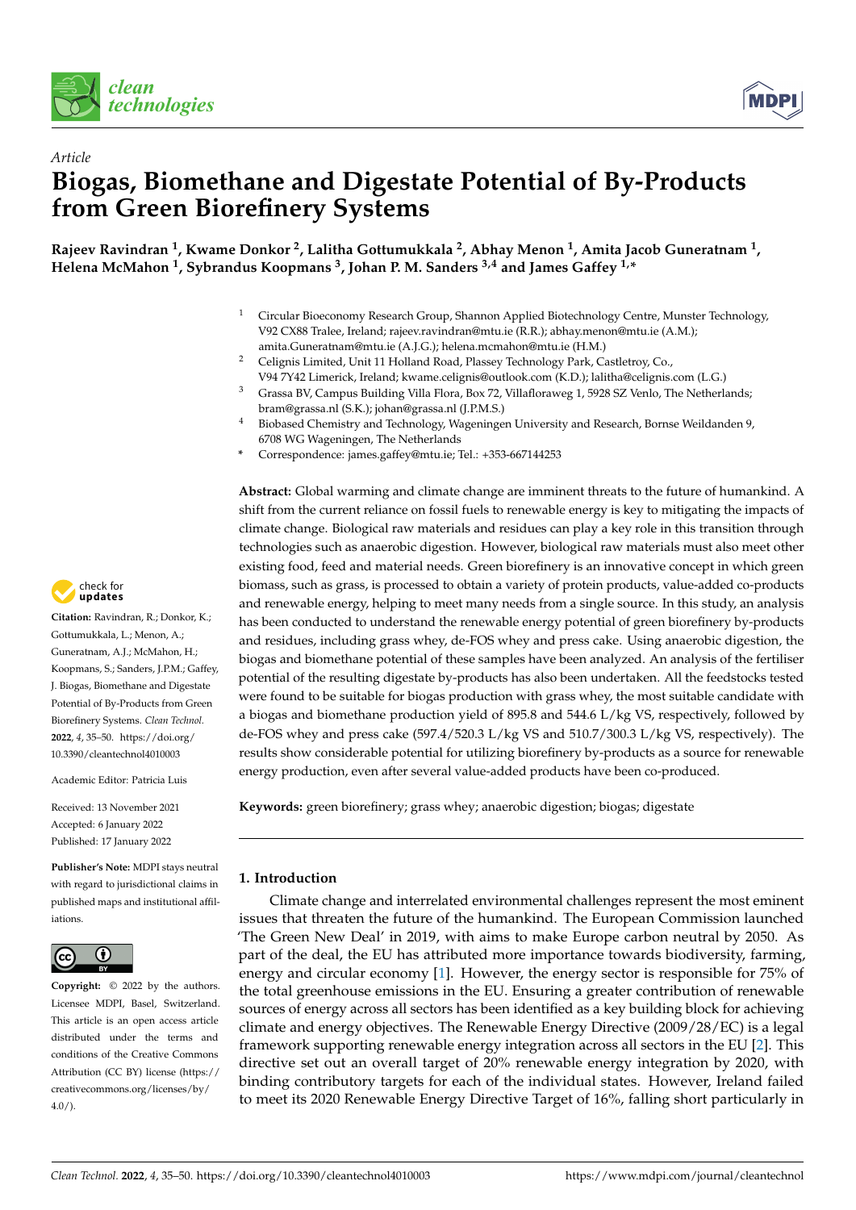*Article*

# Biogas, Biomethane and Digestate Potential of By-Products from Green Biorefinery Systems

**Rajeev Ravindran [1], Kwame Donkor [2], Lalitha Gottumukkala [2], Abhay Menon [1], Amita Jacob Guneratnam [1], Helena McMahon [1], Sybrandus Koopmans [3], Johan P. M. Sanders [3,4] and James Gaffey [1,*]**

[1] Circular Bioeconomy Research Group, Shannon Applied Biotechnology Centre, Munster Technology, V92 CX88 Tralee, Ireland; rajeev.ravindran@mtu.ie (R.R.); abhay.menon@mtu.ie (A.M.); amita.Guneratnam@mtu.ie (A.J.G.); helena.mcmahon@mtu.ie (H.M.)

[2] Celignis Limited, Unit 11 Holland Road, Plassey Technology Park, Castletroy, Co., V94 7Y42 Limerick, Ireland; kwame.celignis@outlook.com (K.D.); lalitha@celignis.com (L.G.)

[3] Grassa BV, Campus Building Villa Flora, Box 72, Villafloraweg 1, 5928 SZ Venlo, The Netherlands; bram@grassa.nl (S.K.); johan@grassa.nl (J.P.M.S.)

[4] Biobased Chemistry and Technology, Wageningen University and Research, Bornse Weildanden 9, 6708 WG Wageningen, The Netherlands

* Correspondence: james.gaffey@mtu.ie; Tel.: +353-667144253

**Abstract:** Global warming and climate change are imminent threats to the future of humankind. A shift from the current reliance on fossil fuels to renewable energy is key to mitigating the impacts of climate change. Biological raw materials and residues can play a key role in this transition through technologies such as anaerobic digestion. However, biological raw materials must also meet other existing food, feed and material needs. Green biorefinery is an innovative concept in which green biomass, such as grass, is processed to obtain a variety of protein products, value-added co-products and renewable energy, helping to meet many needs from a single source. In this study, an analysis has been conducted to understand the renewable energy potential of green biorefinery by-products and residues, including grass whey, de-FOS whey and press cake. Using anaerobic digestion, the biogas and biomethane potential of these samples have been analyzed. An analysis of the fertiliser potential of the resulting digestate by-products has also been undertaken. All the feedstocks tested were found to be suitable for biogas production with grass whey, the most suitable candidate with a biogas and biomethane production yield of 895.8 and 544.6 L/kg VS, respectively, followed by de-FOS whey and press cake (597.4/520.3 L/kg VS and 510.7/300.3 L/kg VS, respectively). The results show considerable potential for utilizing biorefinery by-products as a source for renewable energy production, even after several value-added products have been co-produced.

**Keywords:** green biorefinery; grass whey; anaerobic digestion; biogas; digestate

**Citation:** Ravindran, R.; Donkor, K.; Gottumukkala, L.; Menon, A.; Guneratnam, A.J.; McMahon, H.; Koopmans, S.; Sanders, J.P.M.; Gaffey, J. Biogas, Biomethane and Digestate Potential of By-Products from Green Biorefinery Systems. *Clean Technol.* **2022**, *4*, 35–50. https://doi.org/10.3390/cleantechnol4010003

Academic Editor: Patricia Luis

Received: 13 November 2021
Accepted: 6 January 2022
Published: 17 January 2022

**Publisher's Note:** MDPI stays neutral with regard to jurisdictional claims in published maps and institutional affiliations.

**Copyright:** © 2022 by the authors. Licensee MDPI, Basel, Switzerland. This article is an open access article distributed under the terms and conditions of the Creative Commons Attribution (CC BY) license (https://creativecommons.org/licenses/by/4.0/).

## 1. Introduction

Climate change and interrelated environmental challenges represent the most eminent issues that threaten the future of the humankind. The European Commission launched 'The Green New Deal' in 2019, with aims to make Europe carbon neutral by 2050. As part of the deal, the EU has attributed more importance towards biodiversity, farming, energy and circular economy [1]. However, the energy sector is responsible for 75% of the total greenhouse emissions in the EU. Ensuring a greater contribution of renewable sources of energy across all sectors has been identified as a key building block for achieving climate and energy objectives. The Renewable Energy Directive (2009/28/EC) is a legal framework supporting renewable energy integration across all sectors in the EU [2]. This directive set out an overall target of 20% renewable energy integration by 2020, with binding contributory targets for each of the individual states. However, Ireland failed to meet its 2020 Renewable Energy Directive Target of 16%, falling short particularly in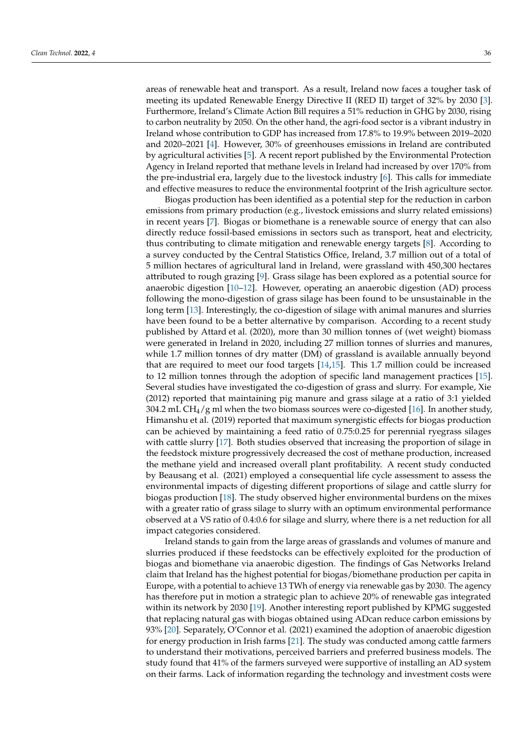areas of renewable heat and transport. As a result, Ireland now faces a tougher task of meeting its updated Renewable Energy Directive II (RED II) target of 32% by 2030 [3]. Furthermore, Ireland's Climate Action Bill requires a 51% reduction in GHG by 2030, rising to carbon neutrality by 2050. On the other hand, the agri-food sector is a vibrant industry in Ireland whose contribution to GDP has increased from 17.8% to 19.9% between 2019–2020 and 2020–2021 [4]. However, 30% of greenhouses emissions in Ireland are contributed by agricultural activities [5]. A recent report published by the Environmental Protection Agency in Ireland reported that methane levels in Ireland had increased by over 170% from the pre-industrial era, largely due to the livestock industry [6]. This calls for immediate and effective measures to reduce the environmental footprint of the Irish agriculture sector.

Biogas production has been identified as a potential step for the reduction in carbon emissions from primary production (e.g., livestock emissions and slurry related emissions) in recent years [7]. Biogas or biomethane is a renewable source of energy that can also directly reduce fossil-based emissions in sectors such as transport, heat and electricity, thus contributing to climate mitigation and renewable energy targets [8]. According to a survey conducted by the Central Statistics Office, Ireland, 3.7 million out of a total of 5 million hectares of agricultural land in Ireland, were grassland with 450,300 hectares attributed to rough grazing [9]. Grass silage has been explored as a potential source for anaerobic digestion [10–12]. However, operating an anaerobic digestion (AD) process following the mono-digestion of grass silage has been found to be unsustainable in the long term [13]. Interestingly, the co-digestion of silage with animal manures and slurries have been found to be a better alternative by comparison. According to a recent study published by Attard et al. (2020), more than 30 million tonnes of (wet weight) biomass were generated in Ireland in 2020, including 27 million tonnes of slurries and manures, while 1.7 million tonnes of dry matter (DM) of grassland is available annually beyond that are required to meet our food targets [14,15]. This 1.7 million could be increased to 12 million tonnes through the adoption of specific land management practices [15]. Several studies have investigated the co-digestion of grass and slurry. For example, Xie (2012) reported that maintaining pig manure and grass silage at a ratio of 3:1 yielded 304.2 mL $CH_4$/g ml when the two biomass sources were co-digested [16]. In another study, Himanshu et al. (2019) reported that maximum synergistic effects for biogas production can be achieved by maintaining a feed ratio of 0.75:0.25 for perennial ryegrass silages with cattle slurry [17]. Both studies observed that increasing the proportion of silage in the feedstock mixture progressively decreased the cost of methane production, increased the methane yield and increased overall plant profitability. A recent study conducted by Beausang et al. (2021) employed a consequential life cycle assessment to assess the environmental impacts of digesting different proportions of silage and cattle slurry for biogas production [18]. The study observed higher environmental burdens on the mixes with a greater ratio of grass silage to slurry with an optimum environmental performance observed at a VS ratio of 0.4:0.6 for silage and slurry, where there is a net reduction for all impact categories considered.

Ireland stands to gain from the large areas of grasslands and volumes of manure and slurries produced if these feedstocks can be effectively exploited for the production of biogas and biomethane via anaerobic digestion. The findings of Gas Networks Ireland claim that Ireland has the highest potential for biogas/biomethane production per capita in Europe, with a potential to achieve 13 TWh of energy via renewable gas by 2030. The agency has therefore put in motion a strategic plan to achieve 20% of renewable gas integrated within its network by 2030 [19]. Another interesting report published by KPMG suggested that replacing natural gas with biogas obtained using ADcan reduce carbon emissions by 93% [20]. Separately, O'Connor et al. (2021) examined the adoption of anaerobic digestion for energy production in Irish farms [21]. The study was conducted among cattle farmers to understand their motivations, perceived barriers and preferred business models. The study found that 41% of the farmers surveyed were supportive of installing an AD system on their farms. Lack of information regarding the technology and investment costs were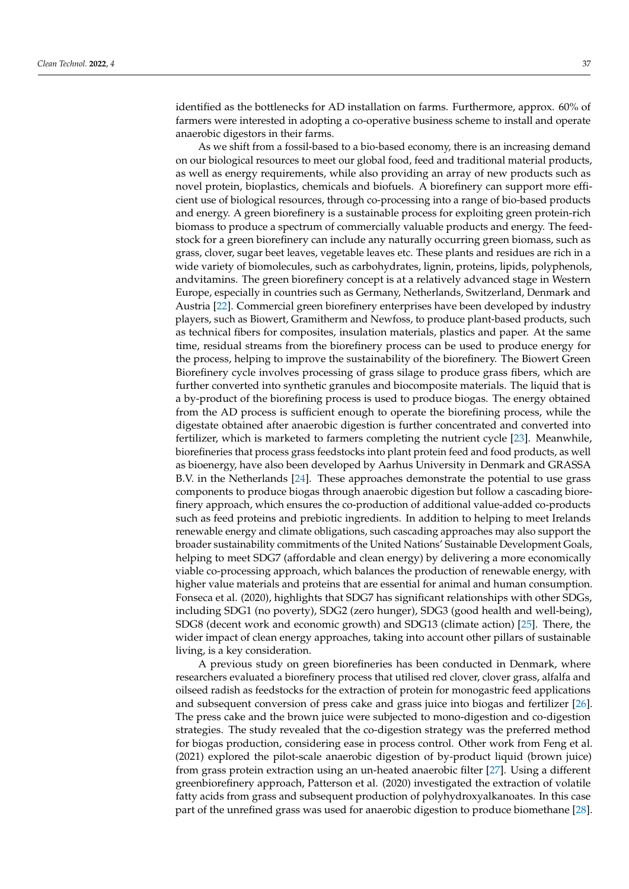identified as the bottlenecks for AD installation on farms. Furthermore, approx. 60% of farmers were interested in adopting a co-operative business scheme to install and operate anaerobic digestors in their farms.

As we shift from a fossil-based to a bio-based economy, there is an increasing demand on our biological resources to meet our global food, feed and traditional material products, as well as energy requirements, while also providing an array of new products such as novel protein, bioplastics, chemicals and biofuels. A biorefinery can support more efficient use of biological resources, through co-processing into a range of bio-based products and energy. A green biorefinery is a sustainable process for exploiting green protein-rich biomass to produce a spectrum of commercially valuable products and energy. The feedstock for a green biorefinery can include any naturally occurring green biomass, such as grass, clover, sugar beet leaves, vegetable leaves etc. These plants and residues are rich in a wide variety of biomolecules, such as carbohydrates, lignin, proteins, lipids, polyphenols, andvitamins. The green biorefinery concept is at a relatively advanced stage in Western Europe, especially in countries such as Germany, Netherlands, Switzerland, Denmark and Austria [22]. Commercial green biorefinery enterprises have been developed by industry players, such as Biowert, Gramitherm and Newfoss, to produce plant-based products, such as technical fibers for composites, insulation materials, plastics and paper. At the same time, residual streams from the biorefinery process can be used to produce energy for the process, helping to improve the sustainability of the biorefinery. The Biowert Green Biorefinery cycle involves processing of grass silage to produce grass fibers, which are further converted into synthetic granules and biocomposite materials. The liquid that is a by-product of the biorefining process is used to produce biogas. The energy obtained from the AD process is sufficient enough to operate the biorefining process, while the digestate obtained after anaerobic digestion is further concentrated and converted into fertilizer, which is marketed to farmers completing the nutrient cycle [23]. Meanwhile, biorefineries that process grass feedstocks into plant protein feed and food products, as well as bioenergy, have also been developed by Aarhus University in Denmark and GRASSA B.V. in the Netherlands [24]. These approaches demonstrate the potential to use grass components to produce biogas through anaerobic digestion but follow a cascading biorefinery approach, which ensures the co-production of additional value-added co-products such as feed proteins and prebiotic ingredients. In addition to helping to meet Irelands renewable energy and climate obligations, such cascading approaches may also support the broader sustainability commitments of the United Nations' Sustainable Development Goals, helping to meet SDG7 (affordable and clean energy) by delivering a more economically viable co-processing approach, which balances the production of renewable energy, with higher value materials and proteins that are essential for animal and human consumption. Fonseca et al. (2020), highlights that SDG7 has significant relationships with other SDGs, including SDG1 (no poverty), SDG2 (zero hunger), SDG3 (good health and well-being), SDG8 (decent work and economic growth) and SDG13 (climate action) [25]. There, the wider impact of clean energy approaches, taking into account other pillars of sustainable living, is a key consideration.

A previous study on green biorefineries has been conducted in Denmark, where researchers evaluated a biorefinery process that utilised red clover, clover grass, alfalfa and oilseed radish as feedstocks for the extraction of protein for monogastric feed applications and subsequent conversion of press cake and grass juice into biogas and fertilizer [26]. The press cake and the brown juice were subjected to mono-digestion and co-digestion strategies. The study revealed that the co-digestion strategy was the preferred method for biogas production, considering ease in process control. Other work from Feng et al. (2021) explored the pilot-scale anaerobic digestion of by-product liquid (brown juice) from grass protein extraction using an un-heated anaerobic filter [27]. Using a different greenbiorefinery approach, Patterson et al. (2020) investigated the extraction of volatile fatty acids from grass and subsequent production of polyhydroxyalkanoates. In this case part of the unrefined grass was used for anaerobic digestion to produce biomethane [28].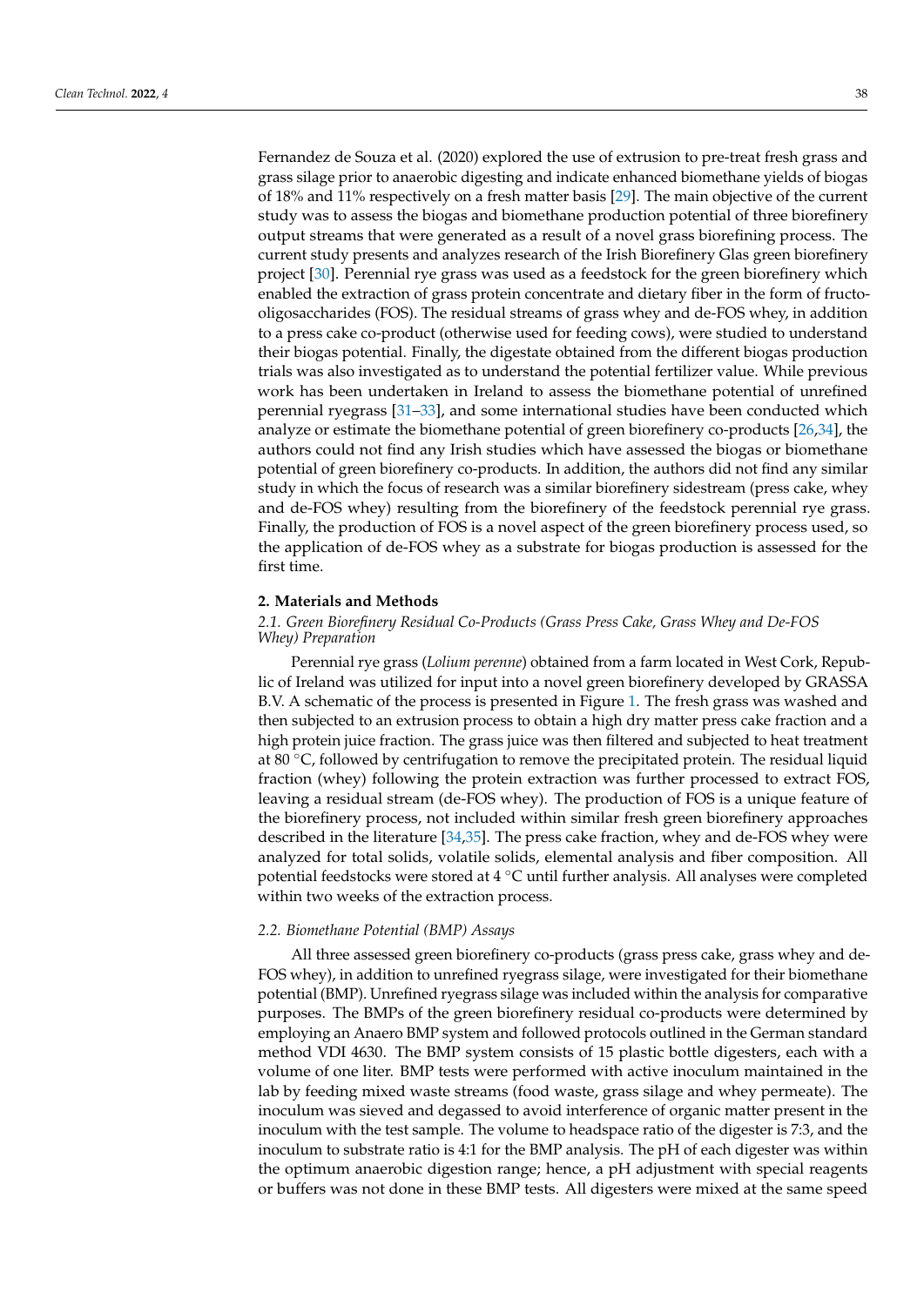Fernandez de Souza et al. (2020) explored the use of extrusion to pre-treat fresh grass and grass silage prior to anaerobic digesting and indicate enhanced biomethane yields of biogas of 18% and 11% respectively on a fresh matter basis [29]. The main objective of the current study was to assess the biogas and biomethane production potential of three biorefinery output streams that were generated as a result of a novel grass biorefining process. The current study presents and analyzes research of the Irish Biorefinery Glas green biorefinery project [30]. Perennial rye grass was used as a feedstock for the green biorefinery which enabled the extraction of grass protein concentrate and dietary fiber in the form of fructo-oligosaccharides (FOS). The residual streams of grass whey and de-FOS whey, in addition to a press cake co-product (otherwise used for feeding cows), were studied to understand their biogas potential. Finally, the digestate obtained from the different biogas production trials was also investigated as to understand the potential fertilizer value. While previous work has been undertaken in Ireland to assess the biomethane potential of unrefined perennial ryegrass [31–33], and some international studies have been conducted which analyze or estimate the biomethane potential of green biorefinery co-products [26,34], the authors could not find any Irish studies which have assessed the biogas or biomethane potential of green biorefinery co-products. In addition, the authors did not find any similar study in which the focus of research was a similar biorefinery sidestream (press cake, whey and de-FOS whey) resulting from the biorefinery of the feedstock perennial rye grass. Finally, the production of FOS is a novel aspect of the green biorefinery process used, so the application of de-FOS whey as a substrate for biogas production is assessed for the first time.

## 2. Materials and Methods

### *2.1. Green Biorefinery Residual Co-Products (Grass Press Cake, Grass Whey and De-FOS Whey) Preparation*

Perennial rye grass (*Lolium perenne*) obtained from a farm located in West Cork, Republic of Ireland was utilized for input into a novel green biorefinery developed by GRASSA B.V. A schematic of the process is presented in Figure 1. The fresh grass was washed and then subjected to an extrusion process to obtain a high dry matter press cake fraction and a high protein juice fraction. The grass juice was then filtered and subjected to heat treatment at 80 °C, followed by centrifugation to remove the precipitated protein. The residual liquid fraction (whey) following the protein extraction was further processed to extract FOS, leaving a residual stream (de-FOS whey). The production of FOS is a unique feature of the biorefinery process, not included within similar fresh green biorefinery approaches described in the literature [34,35]. The press cake fraction, whey and de-FOS whey were analyzed for total solids, volatile solids, elemental analysis and fiber composition. All potential feedstocks were stored at 4 °C until further analysis. All analyses were completed within two weeks of the extraction process.

### *2.2. Biomethane Potential (BMP) Assays*

All three assessed green biorefinery co-products (grass press cake, grass whey and de-FOS whey), in addition to unrefined ryegrass silage, were investigated for their biomethane potential (BMP). Unrefined ryegrass silage was included within the analysis for comparative purposes. The BMPs of the green biorefinery residual co-products were determined by employing an Anaero BMP system and followed protocols outlined in the German standard method VDI 4630. The BMP system consists of 15 plastic bottle digesters, each with a volume of one liter. BMP tests were performed with active inoculum maintained in the lab by feeding mixed waste streams (food waste, grass silage and whey permeate). The inoculum was sieved and degassed to avoid interference of organic matter present in the inoculum with the test sample. The volume to headspace ratio of the digester is 7:3, and the inoculum to substrate ratio is 4:1 for the BMP analysis. The pH of each digester was within the optimum anaerobic digestion range; hence, a pH adjustment with special reagents or buffers was not done in these BMP tests. All digesters were mixed at the same speed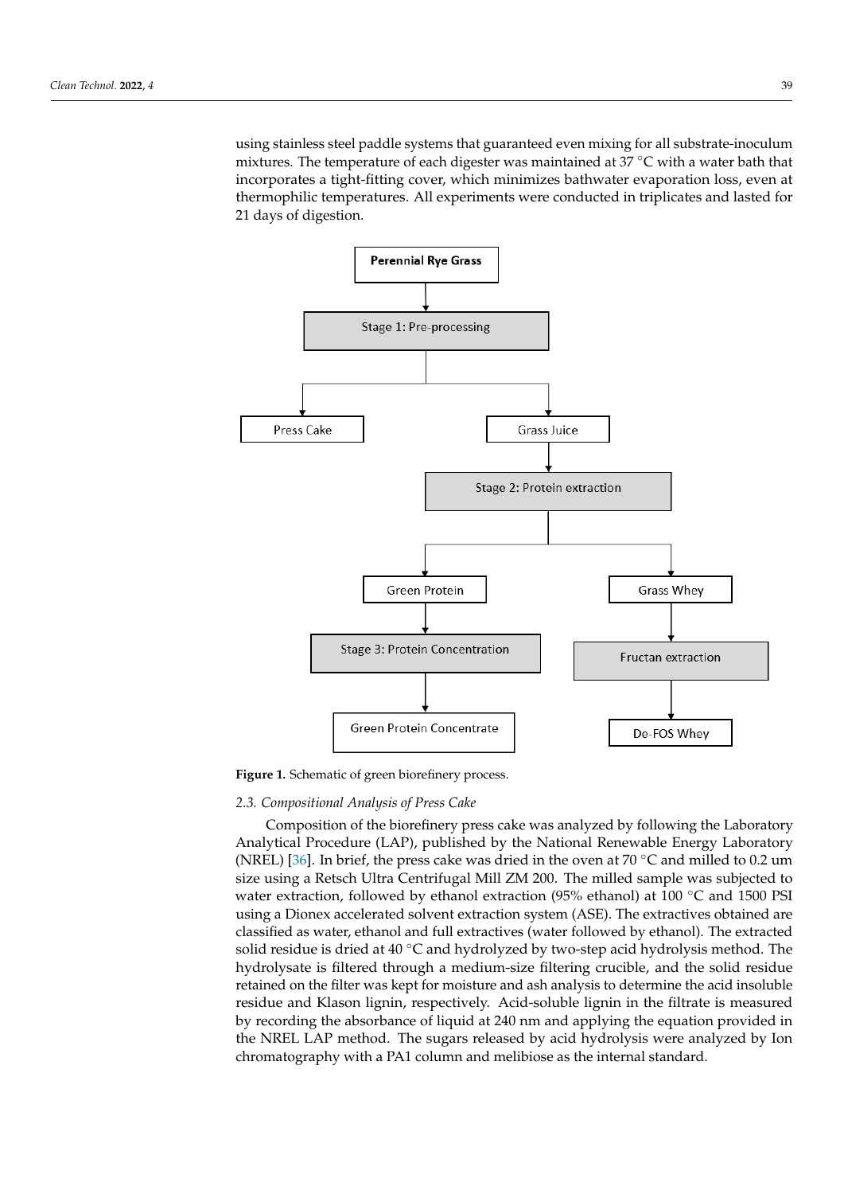using stainless steel paddle systems that guaranteed even mixing for all substrate-inoculum mixtures. The temperature of each digester was maintained at 37 °C with a water bath that incorporates a tight-fitting cover, which minimizes bathwater evaporation loss, even at thermophilic temperatures. All experiments were conducted in triplicates and lasted for 21 days of digestion.

**Perennial Rye Grass**

Stage 1: Pre-processing

Press Cake

Grass Juice

Stage 2: Protein extraction

Green Protein

Grass Whey

Stage 3: Protein Concentration

Fructan extraction

Green Protein Concentrate

De-FOS Whey

**Figure 1.** Schematic of green biorefinery process.

### *2.3. Compositional Analysis of Press Cake*

Composition of the biorefinery press cake was analyzed by following the Laboratory Analytical Procedure (LAP), published by the National Renewable Energy Laboratory (NREL) [36]. In brief, the press cake was dried in the oven at 70 °C and milled to 0.2 um size using a Retsch Ultra Centrifugal Mill ZM 200. The milled sample was subjected to water extraction, followed by ethanol extraction (95% ethanol) at 100 °C and 1500 PSI using a Dionex accelerated solvent extraction system (ASE). The extractives obtained are classified as water, ethanol and full extractives (water followed by ethanol). The extracted solid residue is dried at 40 °C and hydrolyzed by two-step acid hydrolysis method. The hydrolysate is filtered through a medium-size filtering crucible, and the solid residue retained on the filter was kept for moisture and ash analysis to determine the acid insoluble residue and Klason lignin, respectively. Acid-soluble lignin in the filtrate is measured by recording the absorbance of liquid at 240 nm and applying the equation provided in the NREL LAP method. The sugars released by acid hydrolysis were analyzed by Ion chromatography with a PA1 column and melibiose as the internal standard.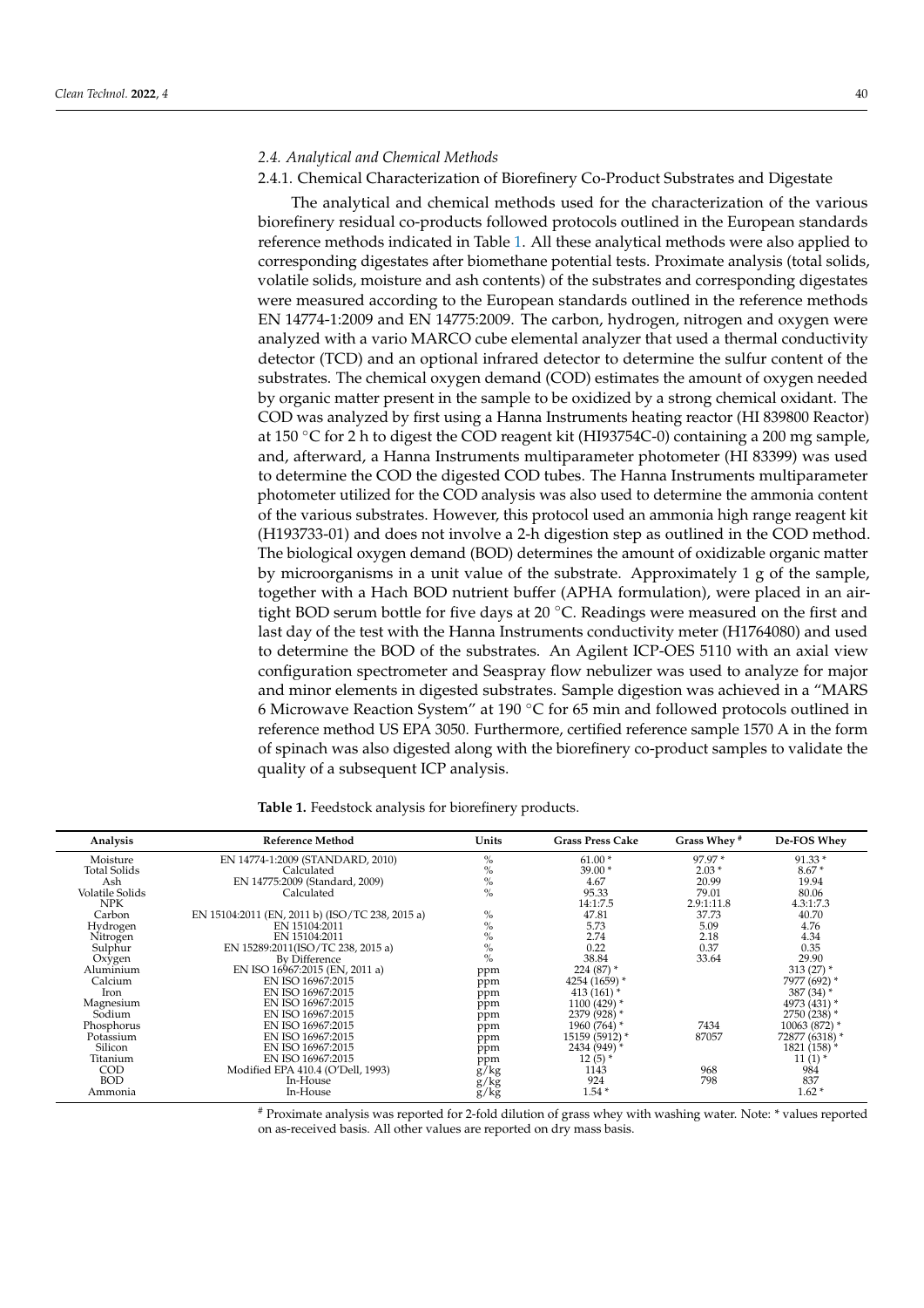### 2.4. Analytical and Chemical Methods

#### 2.4.1. Chemical Characterization of Biorefinery Co-Product Substrates and Digestate

The analytical and chemical methods used for the characterization of the various biorefinery residual co-products followed protocols outlined in the European standards reference methods indicated in Table 1. All these analytical methods were also applied to corresponding digestates after biomethane potential tests. Proximate analysis (total solids, volatile solids, moisture and ash contents) of the substrates and corresponding digestates were measured according to the European standards outlined in the reference methods EN 14774-1:2009 and EN 14775:2009. The carbon, hydrogen, nitrogen and oxygen were analyzed with a vario MARCO cube elemental analyzer that used a thermal conductivity detector (TCD) and an optional infrared detector to determine the sulfur content of the substrates. The chemical oxygen demand (COD) estimates the amount of oxygen needed by organic matter present in the sample to be oxidized by a strong chemical oxidant. The COD was analyzed by first using a Hanna Instruments heating reactor (HI 839800 Reactor) at 150 °C for 2 h to digest the COD reagent kit (HI93754C-0) containing a 200 mg sample, and, afterward, a Hanna Instruments multiparameter photometer (HI 83399) was used to determine the COD the digested COD tubes. The Hanna Instruments multiparameter photometer utilized for the COD analysis was also used to determine the ammonia content of the various substrates. However, this protocol used an ammonia high range reagent kit (H193733-01) and does not involve a 2-h digestion step as outlined in the COD method. The biological oxygen demand (BOD) determines the amount of oxidizable organic matter by microorganisms in a unit value of the substrate. Approximately 1 g of the sample, together with a Hach BOD nutrient buffer (APHA formulation), were placed in an air-tight BOD serum bottle for five days at 20 °C. Readings were measured on the first and last day of the test with the Hanna Instruments conductivity meter (H1764080) and used to determine the BOD of the substrates. An Agilent ICP-OES 5110 with an axial view configuration spectrometer and Seaspray flow nebulizer was used to analyze for major and minor elements in digested substrates. Sample digestion was achieved in a "MARS 6 Microwave Reaction System" at 190 °C for 65 min and followed protocols outlined in reference method US EPA 3050. Furthermore, certified reference sample 1570 A in the form of spinach was also digested along with the biorefinery co-product samples to validate the quality of a subsequent ICP analysis.

**Table 1.** Feedstock analysis for biorefinery products.

| Analysis | Reference Method | Units | Grass Press Cake | Grass Whey # | De-FOS Whey |
|---|---|---|---|---|---|
| Moisture | EN 14774-1:2009 (STANDARD, 2010) | % | 61.00 * | 97.97 * | 91.33 * |
| Total Solids | Calculated | % | 39.00 * | 2.03 * | 8.67 * |
| Ash | EN 14775:2009 (Standard, 2009) | % | 4.67 | 20.99 | 19.94 |
| Volatile Solids | Calculated | % | 95.33 | 79.01 | 80.06 |
| NPK | | | 14:1:7.5 | 2.9:1:11.8 | 4.3:1:7.3 |
| Carbon | EN 15104:2011 (EN, 2011 b) (ISO/TC 238, 2015 a) | % | 47.81 | 37.73 | 40.70 |
| Hydrogen | EN 15104:2011 | % | 5.73 | 5.09 | 4.76 |
| Nitrogen | EN 15104:2011 | % | 2.74 | 2.18 | 4.34 |
| Sulphur | EN 15289:2011(ISO/TC 238, 2015 a) | % | 0.22 | 0.37 | 0.35 |
| Oxygen | By Difference | % | 38.84 | 33.64 | 29.90 |
| Aluminium | EN ISO 16967:2015 (EN, 2011 a) | ppm | 224 (87) * | | 313 (27) * |
| Calcium | EN ISO 16967:2015 | ppm | 4254 (1659) * | | 7977 (692) * |
| Iron | EN ISO 16967:2015 | ppm | 413 (161) * | | 387 (34) * |
| Magnesium | EN ISO 16967:2015 | ppm | 1100 (429) * | | 4973 (431) * |
| Sodium | EN ISO 16967:2015 | ppm | 2379 (928) * | | 2750 (238) * |
| Phosphorus | EN ISO 16967:2015 | ppm | 1960 (764) * | 7434 | 10063 (872) * |
| Potassium | EN ISO 16967:2015 | ppm | 15159 (5912) * | 87057 | 72877 (6318) * |
| Silicon | EN ISO 16967:2015 | ppm | 2434 (949) * | | 1821 (158) * |
| Titanium | EN ISO 16967:2015 | ppm | 12 (5) * | | 11 (1) * |
| COD | Modified EPA 410.4 (O'Dell, 1993) | g/kg | 1143 | 968 | 984 |
| BOD | In-House | g/kg | 924 | 798 | 837 |
| Ammonia | In-House | g/kg | 1.54 * | | 1.62 * |

# Proximate analysis was reported for 2-fold dilution of grass whey with washing water. Note: * values reported on as-received basis. All other values are reported on dry mass basis.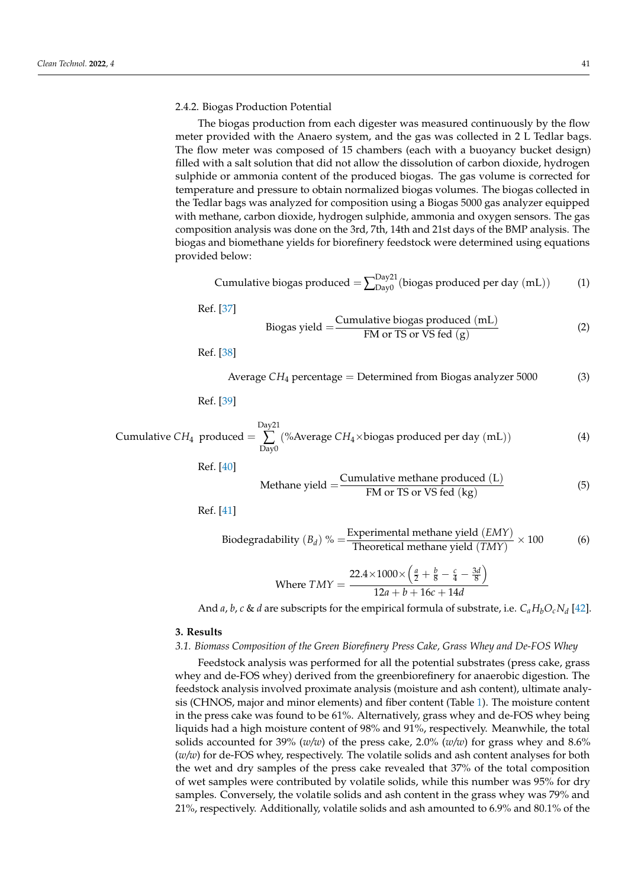#### 2.4.2. Biogas Production Potential

The biogas production from each digester was measured continuously by the flow meter provided with the Anaero system, and the gas was collected in 2 L Tedlar bags. The flow meter was composed of 15 chambers (each with a buoyancy bucket design) filled with a salt solution that did not allow the dissolution of carbon dioxide, hydrogen sulphide or ammonia content of the produced biogas. The gas volume is corrected for temperature and pressure to obtain normalized biogas volumes. The biogas collected in the Tedlar bags was analyzed for composition using a Biogas 5000 gas analyzer equipped with methane, carbon dioxide, hydrogen sulphide, ammonia and oxygen sensors. The gas composition analysis was done on the 3rd, 7th, 14th and 21st days of the BMP analysis. The biogas and biomethane yields for biorefinery feedstock were determined using equations provided below:

$$\text{Cumulative biogas produced} = \sum\nolimits_{\text{Day0}}^{\text{Day21}} (\text{biogas produced per day (mL)}) \tag{1}$$

Ref. [37]

$$\text{Biogas yield} = \frac{\text{Cumulative biogas produced (mL)}}{\text{FM or TS or VS fed (g)}} \tag{2}$$

Ref. [38]

$$\text{Average } CH_4 \text{ percentage} = \text{Determined from Biogas analyzer 5000} \tag{3}$$

Ref. [39]

$$\text{Cumulative } CH_4 \text{ produced} = \sum_{\text{Day0}}^{\text{Day21}} (\%\text{Average } CH_4 \times \text{biogas produced per day (mL)}) \tag{4}$$

Ref. [40]

$$\text{Methane yield} = \frac{\text{Cumulative methane produced (L)}}{\text{FM or TS or VS fed (kg)}} \tag{5}$$

Ref. [41]

$$\text{Biodegradability } (B_d)\ \% = \frac{\text{Experimental methane yield } (EMY)}{\text{Theoretical methane yield } (TMY)} \times 100 \tag{6}$$

$$\text{Where } TMY = \frac{22.4 \times 1000 \times \left(\frac{a}{2} + \frac{b}{8} - \frac{c}{4} - \frac{3d}{8}\right)}{12a + b + 16c + 14d}$$

And $a$, $b$, $c$ & $d$ are subscripts for the empirical formula of substrate, i.e. $C_aH_bO_cN_d$ [42].

## 3. Results

### 3.1. Biomass Composition of the Green Biorefinery Press Cake, Grass Whey and De-FOS Whey

Feedstock analysis was performed for all the potential substrates (press cake, grass whey and de-FOS whey) derived from the greenbiorefinery for anaerobic digestion. The feedstock analysis involved proximate analysis (moisture and ash content), ultimate analysis (CHNOS, major and minor elements) and fiber content (Table 1). The moisture content in the press cake was found to be 61%. Alternatively, grass whey and de-FOS whey being liquids had a high moisture content of 98% and 91%, respectively. Meanwhile, the total solids accounted for 39% (*w/w*) of the press cake, 2.0% (*w/w*) for grass whey and 8.6% (*w/w*) for de-FOS whey, respectively. The volatile solids and ash content analyses for both the wet and dry samples of the press cake revealed that 37% of the total composition of wet samples were contributed by volatile solids, while this number was 95% for dry samples. Conversely, the volatile solids and ash content in the grass whey was 79% and 21%, respectively. Additionally, volatile solids and ash amounted to 6.9% and 80.1% of the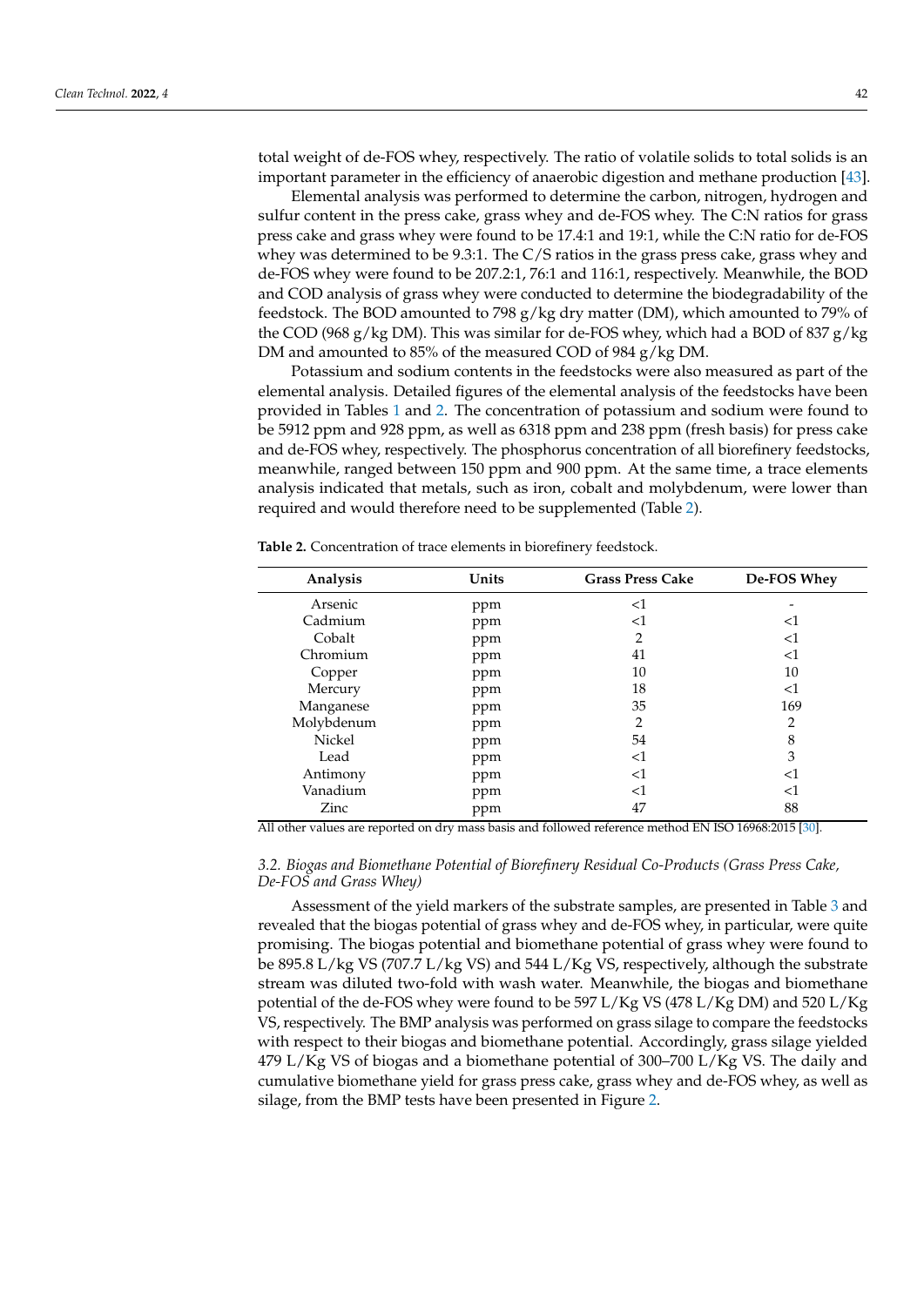total weight of de-FOS whey, respectively. The ratio of volatile solids to total solids is an important parameter in the efficiency of anaerobic digestion and methane production [43].

Elemental analysis was performed to determine the carbon, nitrogen, hydrogen and sulfur content in the press cake, grass whey and de-FOS whey. The C:N ratios for grass press cake and grass whey were found to be 17.4:1 and 19:1, while the C:N ratio for de-FOS whey was determined to be 9.3:1. The C/S ratios in the grass press cake, grass whey and de-FOS whey were found to be 207.2:1, 76:1 and 116:1, respectively. Meanwhile, the BOD and COD analysis of grass whey were conducted to determine the biodegradability of the feedstock. The BOD amounted to 798 g/kg dry matter (DM), which amounted to 79% of the COD (968 g/kg DM). This was similar for de-FOS whey, which had a BOD of 837 g/kg DM and amounted to 85% of the measured COD of 984 g/kg DM.

Potassium and sodium contents in the feedstocks were also measured as part of the elemental analysis. Detailed figures of the elemental analysis of the feedstocks have been provided in Tables 1 and 2. The concentration of potassium and sodium were found to be 5912 ppm and 928 ppm, as well as 6318 ppm and 238 ppm (fresh basis) for press cake and de-FOS whey, respectively. The phosphorus concentration of all biorefinery feedstocks, meanwhile, ranged between 150 ppm and 900 ppm. At the same time, a trace elements analysis indicated that metals, such as iron, cobalt and molybdenum, were lower than required and would therefore need to be supplemented (Table 2).

**Table 2.** Concentration of trace elements in biorefinery feedstock.

| Analysis | Units | Grass Press Cake | De-FOS Whey |
|---|---|---|---|
| Arsenic | ppm | <1 | - |
| Cadmium | ppm | <1 | <1 |
| Cobalt | ppm | 2 | <1 |
| Chromium | ppm | 41 | <1 |
| Copper | ppm | 10 | 10 |
| Mercury | ppm | 18 | <1 |
| Manganese | ppm | 35 | 169 |
| Molybdenum | ppm | 2 | 2 |
| Nickel | ppm | 54 | 8 |
| Lead | ppm | <1 | 3 |
| Antimony | ppm | <1 | <1 |
| Vanadium | ppm | <1 | <1 |
| Zinc | ppm | 47 | 88 |

All other values are reported on dry mass basis and followed reference method EN ISO 16968:2015 [30].

### 3.2. Biogas and Biomethane Potential of Biorefinery Residual Co-Products (Grass Press Cake, De-FOS and Grass Whey)

Assessment of the yield markers of the substrate samples, are presented in Table 3 and revealed that the biogas potential of grass whey and de-FOS whey, in particular, were quite promising. The biogas potential and biomethane potential of grass whey were found to be 895.8 L/kg VS (707.7 L/kg VS) and 544 L/Kg VS, respectively, although the substrate stream was diluted two-fold with wash water. Meanwhile, the biogas and biomethane potential of the de-FOS whey were found to be 597 L/Kg VS (478 L/Kg DM) and 520 L/Kg VS, respectively. The BMP analysis was performed on grass silage to compare the feedstocks with respect to their biogas and biomethane potential. Accordingly, grass silage yielded 479 L/Kg VS of biogas and a biomethane potential of 300–700 L/Kg VS. The daily and cumulative biomethane yield for grass press cake, grass whey and de-FOS whey, as well as silage, from the BMP tests have been presented in Figure 2.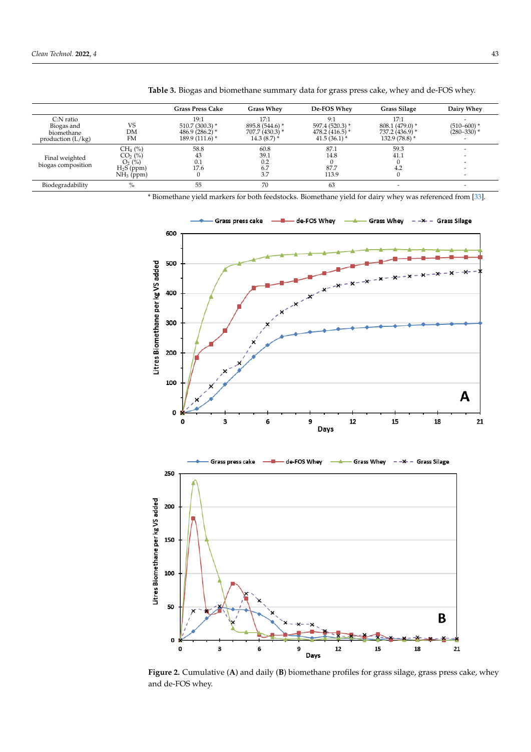**Table 3.** Biogas and biomethane summary data for grass press cake, whey and de-FOS whey.

| | | Grass Press Cake | Grass Whey | De-FOS Whey | Grass Silage | Dairy Whey |
|---|---|---|---|---|---|---|
| C:N ratio | | 19:1 | 17:1 | 9:1 | 17:1 | - |
| Biogas and biomethane production (L/kg) | VS | 510.7 (300.3) * | 895.8 (544.6) * | 597.4 (520.3) * | 808.1 (479.0) * | (510–600) * |
| | DM | 486.9 (286.2) * | 707.7 (430.3) * | 478.2 (416.5) * | 737.2 (436.9) * | (280–330) * |
| | FM | 189.9 (111.6) * | 14.3 (8.7) * | 41.5 (36.1) * | 132.9 (78.8) * | - |
| Final weighted biogas composition | $CH_4$ (%) | 58.8 | 60.8 | 87.1 | 59.3 | - |
| | $CO_2$ (%) | 43 | 39.1 | 14.8 | 41.1 | - |
| | $O_2$ (%) | 0.1 | 0.2 | 0 | 0 | - |
| | $H_2S$ (ppm) | 17.6 | 6.7 | 87.7 | 4.2 | - |
| | $NH_3$ (ppm) | 0 | 3.7 | 113.9 | 0 | - |
| Biodegradability | % | 55 | 70 | 63 | - | - |

\* Biomethane yield markers for both feedstocks. Biomethane yield for dairy whey was referenced from [33].

**Figure 2.** Cumulative (**A**) and daily (**B**) biomethane profiles for grass silage, grass press cake, whey and de-FOS whey.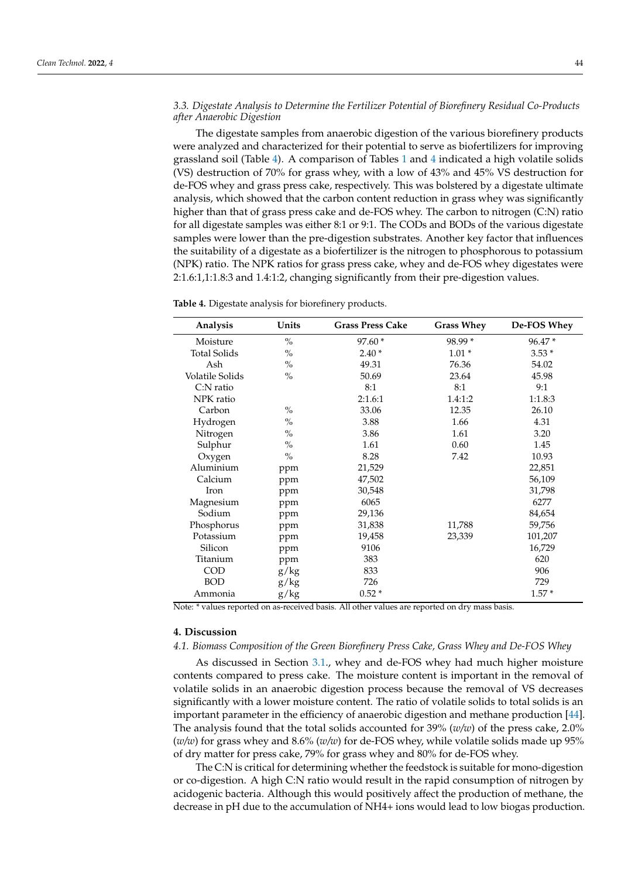### 3.3. Digestate Analysis to Determine the Fertilizer Potential of Biorefinery Residual Co-Products after Anaerobic Digestion

The digestate samples from anaerobic digestion of the various biorefinery products were analyzed and characterized for their potential to serve as biofertilizers for improving grassland soil (Table 4). A comparison of Tables 1 and 4 indicated a high volatile solids (VS) destruction of 70% for grass whey, with a low of 43% and 45% VS destruction for de-FOS whey and grass press cake, respectively. This was bolstered by a digestate ultimate analysis, which showed that the carbon content reduction in grass whey was significantly higher than that of grass press cake and de-FOS whey. The carbon to nitrogen (C:N) ratio for all digestate samples was either 8:1 or 9:1. The CODs and BODs of the various digestate samples were lower than the pre-digestion substrates. Another key factor that influences the suitability of a digestate as a biofertilizer is the nitrogen to phosphorous to potassium (NPK) ratio. The NPK ratios for grass press cake, whey and de-FOS whey digestates were 2:1.6:1,1:1.8:3 and 1.4:1:2, changing significantly from their pre-digestion values.

**Table 4.** Digestate analysis for biorefinery products.

| Analysis | Units | Grass Press Cake | Grass Whey | De-FOS Whey |
|---|---|---|---|---|
| Moisture | % | 97.60 * | 98.99 * | 96.47 * |
| Total Solids | % | 2.40 * | 1.01 * | 3.53 * |
| Ash | % | 49.31 | 76.36 | 54.02 |
| Volatile Solids | % | 50.69 | 23.64 | 45.98 |
| C:N ratio | | 8:1 | 8:1 | 9:1 |
| NPK ratio | | 2:1.6:1 | 1.4:1:2 | 1:1.8:3 |
| Carbon | % | 33.06 | 12.35 | 26.10 |
| Hydrogen | % | 3.88 | 1.66 | 4.31 |
| Nitrogen | % | 3.86 | 1.61 | 3.20 |
| Sulphur | % | 1.61 | 0.60 | 1.45 |
| Oxygen | % | 8.28 | 7.42 | 10.93 |
| Aluminium | ppm | 21,529 | | 22,851 |
| Calcium | ppm | 47,502 | | 56,109 |
| Iron | ppm | 30,548 | | 31,798 |
| Magnesium | ppm | 6065 | | 6277 |
| Sodium | ppm | 29,136 | | 84,654 |
| Phosphorus | ppm | 31,838 | 11,788 | 59,756 |
| Potassium | ppm | 19,458 | 23,339 | 101,207 |
| Silicon | ppm | 9106 | | 16,729 |
| Titanium | ppm | 383 | | 620 |
| COD | g/kg | 833 | | 906 |
| BOD | g/kg | 726 | | 729 |
| Ammonia | g/kg | 0.52 * | | 1.57 * |

Note: * values reported on as-received basis. All other values are reported on dry mass basis.

## 4. Discussion

### 4.1. Biomass Composition of the Green Biorefinery Press Cake, Grass Whey and De-FOS Whey

As discussed in Section 3.1., whey and de-FOS whey had much higher moisture contents compared to press cake. The moisture content is important in the removal of volatile solids in an anaerobic digestion process because the removal of VS decreases significantly with a lower moisture content. The ratio of volatile solids to total solids is an important parameter in the efficiency of anaerobic digestion and methane production [44]. The analysis found that the total solids accounted for 39% (*w/w*) of the press cake, 2.0% (*w/w*) for grass whey and 8.6% (*w/w*) for de-FOS whey, while volatile solids made up 95% of dry matter for press cake, 79% for grass whey and 80% for de-FOS whey.

The C:N is critical for determining whether the feedstock is suitable for mono-digestion or co-digestion. A high C:N ratio would result in the rapid consumption of nitrogen by acidogenic bacteria. Although this would positively affect the production of methane, the decrease in pH due to the accumulation of $NH_4^+$ ions would lead to low biogas production.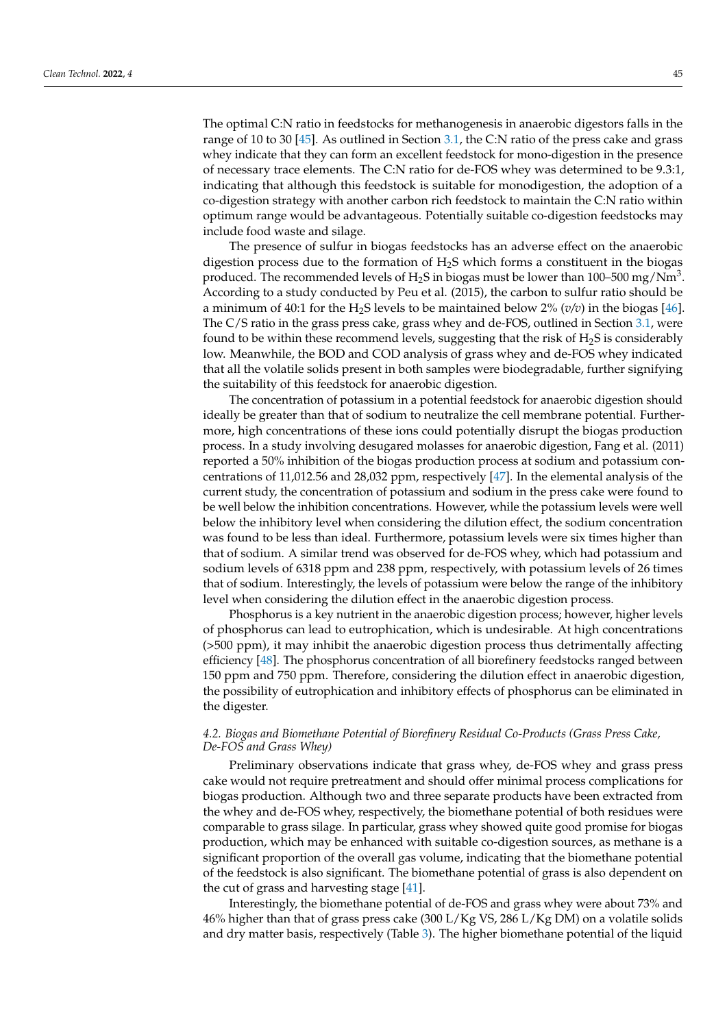The optimal C:N ratio in feedstocks for methanogenesis in anaerobic digestors falls in the range of 10 to 30 [45]. As outlined in Section 3.1, the C:N ratio of the press cake and grass whey indicate that they can form an excellent feedstock for mono-digestion in the presence of necessary trace elements. The C:N ratio for de-FOS whey was determined to be 9.3:1, indicating that although this feedstock is suitable for monodigestion, the adoption of a co-digestion strategy with another carbon rich feedstock to maintain the C:N ratio within optimum range would be advantageous. Potentially suitable co-digestion feedstocks may include food waste and silage.

The presence of sulfur in biogas feedstocks has an adverse effect on the anaerobic digestion process due to the formation of $H_2S$ which forms a constituent in the biogas produced. The recommended levels of $H_2S$ in biogas must be lower than 100–500 mg/$Nm^3$. According to a study conducted by Peu et al. (2015), the carbon to sulfur ratio should be a minimum of 40:1 for the $H_2S$ levels to be maintained below 2% (*v/v*) in the biogas [46]. The C/S ratio in the grass press cake, grass whey and de-FOS, outlined in Section 3.1, were found to be within these recommend levels, suggesting that the risk of $H_2S$ is considerably low. Meanwhile, the BOD and COD analysis of grass whey and de-FOS whey indicated that all the volatile solids present in both samples were biodegradable, further signifying the suitability of this feedstock for anaerobic digestion.

The concentration of potassium in a potential feedstock for anaerobic digestion should ideally be greater than that of sodium to neutralize the cell membrane potential. Furthermore, high concentrations of these ions could potentially disrupt the biogas production process. In a study involving desugared molasses for anaerobic digestion, Fang et al. (2011) reported a 50% inhibition of the biogas production process at sodium and potassium concentrations of 11,012.56 and 28,032 ppm, respectively [47]. In the elemental analysis of the current study, the concentration of potassium and sodium in the press cake were found to be well below the inhibition concentrations. However, while the potassium levels were well below the inhibitory level when considering the dilution effect, the sodium concentration was found to be less than ideal. Furthermore, potassium levels were six times higher than that of sodium. A similar trend was observed for de-FOS whey, which had potassium and sodium levels of 6318 ppm and 238 ppm, respectively, with potassium levels of 26 times that of sodium. Interestingly, the levels of potassium were below the range of the inhibitory level when considering the dilution effect in the anaerobic digestion process.

Phosphorus is a key nutrient in the anaerobic digestion process; however, higher levels of phosphorus can lead to eutrophication, which is undesirable. At high concentrations (>500 ppm), it may inhibit the anaerobic digestion process thus detrimentally affecting efficiency [48]. The phosphorus concentration of all biorefinery feedstocks ranged between 150 ppm and 750 ppm. Therefore, considering the dilution effect in anaerobic digestion, the possibility of eutrophication and inhibitory effects of phosphorus can be eliminated in the digester.

### 4.2. Biogas and Biomethane Potential of Biorefinery Residual Co-Products (Grass Press Cake, De-FOS and Grass Whey)

Preliminary observations indicate that grass whey, de-FOS whey and grass press cake would not require pretreatment and should offer minimal process complications for biogas production. Although two and three separate products have been extracted from the whey and de-FOS whey, respectively, the biomethane potential of both residues were comparable to grass silage. In particular, grass whey showed quite good promise for biogas production, which may be enhanced with suitable co-digestion sources, as methane is a significant proportion of the overall gas volume, indicating that the biomethane potential of the feedstock is also significant. The biomethane potential of grass is also dependent on the cut of grass and harvesting stage [41].

Interestingly, the biomethane potential of de-FOS and grass whey were about 73% and 46% higher than that of grass press cake (300 L/Kg VS, 286 L/Kg DM) on a volatile solids and dry matter basis, respectively (Table 3). The higher biomethane potential of the liquid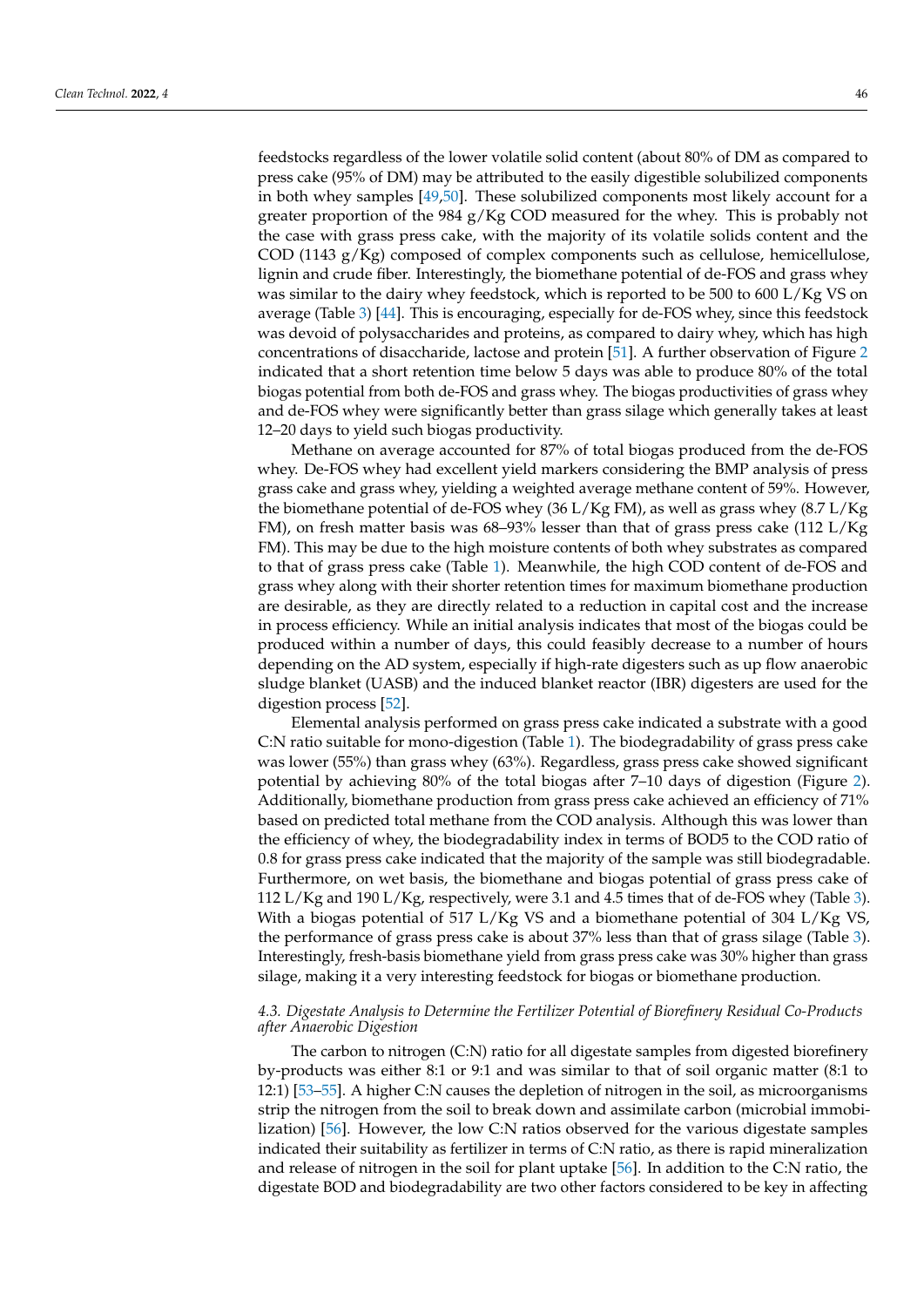feedstocks regardless of the lower volatile solid content (about 80% of DM as compared to press cake (95% of DM) may be attributed to the easily digestible solubilized components in both whey samples [49,50]. These solubilized components most likely account for a greater proportion of the 984 g/Kg COD measured for the whey. This is probably not the case with grass press cake, with the majority of its volatile solids content and the COD (1143 g/Kg) composed of complex components such as cellulose, hemicellulose, lignin and crude fiber. Interestingly, the biomethane potential of de-FOS and grass whey was similar to the dairy whey feedstock, which is reported to be 500 to 600 L/Kg VS on average (Table 3) [44]. This is encouraging, especially for de-FOS whey, since this feedstock was devoid of polysaccharides and proteins, as compared to dairy whey, which has high concentrations of disaccharide, lactose and protein [51]. A further observation of Figure 2 indicated that a short retention time below 5 days was able to produce 80% of the total biogas potential from both de-FOS and grass whey. The biogas productivities of grass whey and de-FOS whey were significantly better than grass silage which generally takes at least 12–20 days to yield such biogas productivity.

Methane on average accounted for 87% of total biogas produced from the de-FOS whey. De-FOS whey had excellent yield markers considering the BMP analysis of press grass cake and grass whey, yielding a weighted average methane content of 59%. However, the biomethane potential of de-FOS whey (36 L/Kg FM), as well as grass whey (8.7 L/Kg FM), on fresh matter basis was 68–93% lesser than that of grass press cake (112 L/Kg FM). This may be due to the high moisture contents of both whey substrates as compared to that of grass press cake (Table 1). Meanwhile, the high COD content of de-FOS and grass whey along with their shorter retention times for maximum biomethane production are desirable, as they are directly related to a reduction in capital cost and the increase in process efficiency. While an initial analysis indicates that most of the biogas could be produced within a number of days, this could feasibly decrease to a number of hours depending on the AD system, especially if high-rate digesters such as up flow anaerobic sludge blanket (UASB) and the induced blanket reactor (IBR) digesters are used for the digestion process [52].

Elemental analysis performed on grass press cake indicated a substrate with a good C:N ratio suitable for mono-digestion (Table 1). The biodegradability of grass press cake was lower (55%) than grass whey (63%). Regardless, grass press cake showed significant potential by achieving 80% of the total biogas after 7–10 days of digestion (Figure 2). Additionally, biomethane production from grass press cake achieved an efficiency of 71% based on predicted total methane from the COD analysis. Although this was lower than the efficiency of whey, the biodegradability index in terms of BOD5 to the COD ratio of 0.8 for grass press cake indicated that the majority of the sample was still biodegradable. Furthermore, on wet basis, the biomethane and biogas potential of grass press cake of 112 L/Kg and 190 L/Kg, respectively, were 3.1 and 4.5 times that of de-FOS whey (Table 3). With a biogas potential of 517 L/Kg VS and a biomethane potential of 304 L/Kg VS, the performance of grass press cake is about 37% less than that of grass silage (Table 3). Interestingly, fresh-basis biomethane yield from grass press cake was 30% higher than grass silage, making it a very interesting feedstock for biogas or biomethane production.

### *4.3. Digestate Analysis to Determine the Fertilizer Potential of Biorefinery Residual Co-Products after Anaerobic Digestion*

The carbon to nitrogen (C:N) ratio for all digestate samples from digested biorefinery by-products was either 8:1 or 9:1 and was similar to that of soil organic matter (8:1 to 12:1) [53–55]. A higher C:N causes the depletion of nitrogen in the soil, as microorganisms strip the nitrogen from the soil to break down and assimilate carbon (microbial immobilization) [56]. However, the low C:N ratios observed for the various digestate samples indicated their suitability as fertilizer in terms of C:N ratio, as there is rapid mineralization and release of nitrogen in the soil for plant uptake [56]. In addition to the C:N ratio, the digestate BOD and biodegradability are two other factors considered to be key in affecting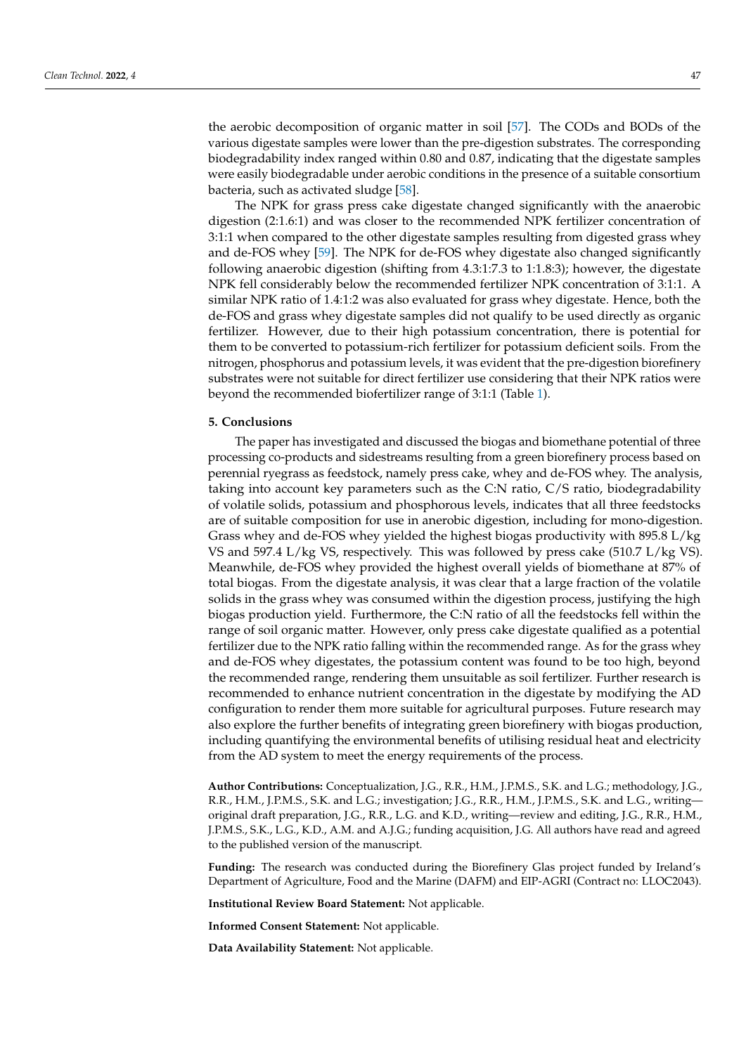the aerobic decomposition of organic matter in soil [57]. The CODs and BODs of the various digestate samples were lower than the pre-digestion substrates. The corresponding biodegradability index ranged within 0.80 and 0.87, indicating that the digestate samples were easily biodegradable under aerobic conditions in the presence of a suitable consortium bacteria, such as activated sludge [58].

The NPK for grass press cake digestate changed significantly with the anaerobic digestion (2:1.6:1) and was closer to the recommended NPK fertilizer concentration of 3:1:1 when compared to the other digestate samples resulting from digested grass whey and de-FOS whey [59]. The NPK for de-FOS whey digestate also changed significantly following anaerobic digestion (shifting from 4.3:1:7.3 to 1:1.8:3); however, the digestate NPK fell considerably below the recommended fertilizer NPK concentration of 3:1:1. A similar NPK ratio of 1.4:1:2 was also evaluated for grass whey digestate. Hence, both the de-FOS and grass whey digestate samples did not qualify to be used directly as organic fertilizer. However, due to their high potassium concentration, there is potential for them to be converted to potassium-rich fertilizer for potassium deficient soils. From the nitrogen, phosphorus and potassium levels, it was evident that the pre-digestion biorefinery substrates were not suitable for direct fertilizer use considering that their NPK ratios were beyond the recommended biofertilizer range of 3:1:1 (Table 1).

## 5. Conclusions

The paper has investigated and discussed the biogas and biomethane potential of three processing co-products and sidestreams resulting from a green biorefinery process based on perennial ryegrass as feedstock, namely press cake, whey and de-FOS whey. The analysis, taking into account key parameters such as the C:N ratio, C/S ratio, biodegradability of volatile solids, potassium and phosphorous levels, indicates that all three feedstocks are of suitable composition for use in anerobic digestion, including for mono-digestion. Grass whey and de-FOS whey yielded the highest biogas productivity with 895.8 L/kg VS and 597.4 L/kg VS, respectively. This was followed by press cake (510.7 L/kg VS). Meanwhile, de-FOS whey provided the highest overall yields of biomethane at 87% of total biogas. From the digestate analysis, it was clear that a large fraction of the volatile solids in the grass whey was consumed within the digestion process, justifying the high biogas production yield. Furthermore, the C:N ratio of all the feedstocks fell within the range of soil organic matter. However, only press cake digestate qualified as a potential fertilizer due to the NPK ratio falling within the recommended range. As for the grass whey and de-FOS whey digestates, the potassium content was found to be too high, beyond the recommended range, rendering them unsuitable as soil fertilizer. Further research is recommended to enhance nutrient concentration in the digestate by modifying the AD configuration to render them more suitable for agricultural purposes. Future research may also explore the further benefits of integrating green biorefinery with biogas production, including quantifying the environmental benefits of utilising residual heat and electricity from the AD system to meet the energy requirements of the process.

**Author Contributions:** Conceptualization, J.G., R.R., H.M., J.P.M.S., S.K. and L.G.; methodology, J.G., R.R., H.M., J.P.M.S., S.K. and L.G.; investigation; J.G., R.R., H.M., J.P.M.S., S.K. and L.G., writing—original draft preparation, J.G., R.R., L.G. and K.D., writing—review and editing, J.G., R.R., H.M., J.P.M.S., S.K., L.G., K.D., A.M. and A.J.G.; funding acquisition, J.G. All authors have read and agreed to the published version of the manuscript.

**Funding:** The research was conducted during the Biorefinery Glas project funded by Ireland's Department of Agriculture, Food and the Marine (DAFM) and EIP-AGRI (Contract no: LLOC2043).

**Institutional Review Board Statement:** Not applicable.

**Informed Consent Statement:** Not applicable.

**Data Availability Statement:** Not applicable.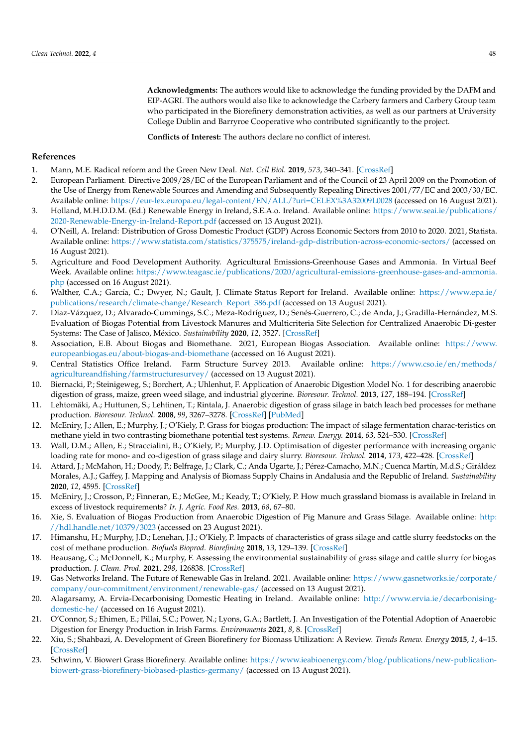**Acknowledgments:** The authors would like to acknowledge the funding provided by the DAFM and EIP-AGRI. The authors would also like to acknowledge the Carbery farmers and Carbery Group team who participated in the Biorefinery demonstration activities, as well as our partners at University College Dublin and Barryroe Cooperative who contributed significantly to the project.

**Conflicts of Interest:** The authors declare no conflict of interest.

## References

1. Mann, M.E. Radical reform and the Green New Deal. *Nat. Cell Biol.* **2019**, *573*, 340–341. [CrossRef]
2. European Parliament. Directive 2009/28/EC of the European Parliament and of the Council of 23 April 2009 on the Promotion of the Use of Energy from Renewable Sources and Amending and Subsequently Repealing Directives 2001/77/EC and 2003/30/EC. Available online: https://eur-lex.europa.eu/legal-content/EN/ALL/?uri=CELEX%3A32009L0028 (accessed on 16 August 2021).
3. Holland, M.H.D.D.M. (Ed.) Renewable Energy in Ireland, S.E.A.o. Ireland. Available online: https://www.seai.ie/publications/2020-Renewable-Energy-in-Ireland-Report.pdf (accessed on 13 August 2021).
4. O'Neill, A. Ireland: Distribution of Gross Domestic Product (GDP) Across Economic Sectors from 2010 to 2020. 2021, Statista. Available online: https://www.statista.com/statistics/375575/ireland-gdp-distribution-across-economic-sectors/ (accessed on 16 August 2021).
5. Agriculture and Food Development Authority. Agricultural Emissions-Greenhouse Gases and Ammonia. In Virtual Beef Week. Available online: https://www.teagasc.ie/publications/2020/agricultural-emissions-greenhouse-gases-and-ammonia.php (accessed on 16 August 2021).
6. Walther, C.A.; García, C.; Dwyer, N.; Gault, J. Climate Status Report for Ireland. Available online: https://www.epa.ie/publications/research/climate-change/Research_Report_386.pdf (accessed on 13 August 2021).
7. Díaz-Vázquez, D.; Alvarado-Cummings, S.C.; Meza-Rodríguez, D.; Senés-Guerrero, C.; de Anda, J.; Gradilla-Hernández, M.S. Evaluation of Biogas Potential from Livestock Manures and Multicriteria Site Selection for Centralized Anaerobic Di-gester Systems: The Case of Jalisco, México. *Sustainability* **2020**, *12*, 3527. [CrossRef]
8. Association, E.B. About Biogas and Biomethane. 2021, European Biogas Association. Available online: https://www.europeanbiogas.eu/about-biogas-and-biomethane (accessed on 16 August 2021).
9. Central Statistics Office Ireland. Farm Structure Survey 2013. Available online: https://www.cso.ie/en/methods/agricultureandfishing/farmstructuresurvey/ (accessed on 13 August 2021).
10. Biernacki, P.; Steinigeweg, S.; Borchert, A.; Uhlenhut, F. Application of Anaerobic Digestion Model No. 1 for describing anaerobic digestion of grass, maize, green weed silage, and industrial glycerine. *Bioresour. Technol.* **2013**, *127*, 188–194. [CrossRef]
11. Lehtomäki, A.; Huttunen, S.; Lehtinen, T.; Rintala, J. Anaerobic digestion of grass silage in batch leach bed processes for methane production. *Bioresour. Technol.* **2008**, *99*, 3267–3278. [CrossRef] [PubMed]
12. McEniry, J.; Allen, E.; Murphy, J.; O'Kiely, P. Grass for biogas production: The impact of silage fermentation charac-teristics on methane yield in two contrasting biomethane potential test systems. *Renew. Energy.* **2014**, *63*, 524–530. [CrossRef]
13. Wall, D.M.; Allen, E.; Straccialini, B.; O'Kiely, P.; Murphy, J.D. Optimisation of digester performance with increasing organic loading rate for mono- and co-digestion of grass silage and dairy slurry. *Bioresour. Technol.* **2014**, *173*, 422–428. [CrossRef]
14. Attard, J.; McMahon, H.; Doody, P.; Belfrage, J.; Clark, C.; Anda Ugarte, J.; Pérez-Camacho, M.N.; Cuenca Martín, M.d.S.; Giráldez Morales, A.J.; Gaffey, J. Mapping and Analysis of Biomass Supply Chains in Andalusia and the Republic of Ireland. *Sustainability* **2020**, *12*, 4595. [CrossRef]
15. McEniry, J.; Crosson, P.; Finneran, E.; McGee, M.; Keady, T.; O'Kiely, P. How much grassland biomass is available in Ireland in excess of livestock requirements? *Ir. J. Agric. Food Res.* **2013**, *68*, 67–80.
16. Xie, S. Evaluation of Biogas Production from Anaerobic Digestion of Pig Manure and Grass Silage. Available online: http://hdl.handle.net/10379/3023 (accessed on 23 August 2021).
17. Himanshu, H.; Murphy, J.D.; Lenehan, J.J.; O'Kiely, P. Impacts of characteristics of grass silage and cattle slurry feedstocks on the cost of methane production. *Biofuels Bioprod. Biorefining* **2018**, *13*, 129–139. [CrossRef]
18. Beausang, C.; McDonnell, K.; Murphy, F. Assessing the environmental sustainability of grass silage and cattle slurry for biogas production. *J. Clean. Prod.* **2021**, *298*, 126838. [CrossRef]
19. Gas Networks Ireland. The Future of Renewable Gas in Ireland. 2021. Available online: https://www.gasnetworks.ie/corporate/company/our-commitment/environment/renewable-gas/ (accessed on 13 August 2021).
20. Alagarsamy, A. Ervia-Decarbonising Domestic Heating in Ireland. Available online: http://www.ervia.ie/decarbonising-domestic-he/ (accessed on 16 August 2021).
21. O'Connor, S.; Ehimen, E.; Pillai, S.C.; Power, N.; Lyons, G.A.; Bartlett, J. An Investigation of the Potential Adoption of Anaerobic Digestion for Energy Production in Irish Farms. *Environments* **2021**, *8*, 8. [CrossRef]
22. Xiu, S.; Shahbazi, A. Development of Green Biorefinery for Biomass Utilization: A Review. *Trends Renew. Energy* **2015**, *1*, 4–15. [CrossRef]
23. Schwinn, V. Biowert Grass Biorefinery. Available online: https://www.ieabioenergy.com/blog/publications/new-publication-biowert-grass-biorefinery-biobased-plastics-germany/ (accessed on 13 August 2021).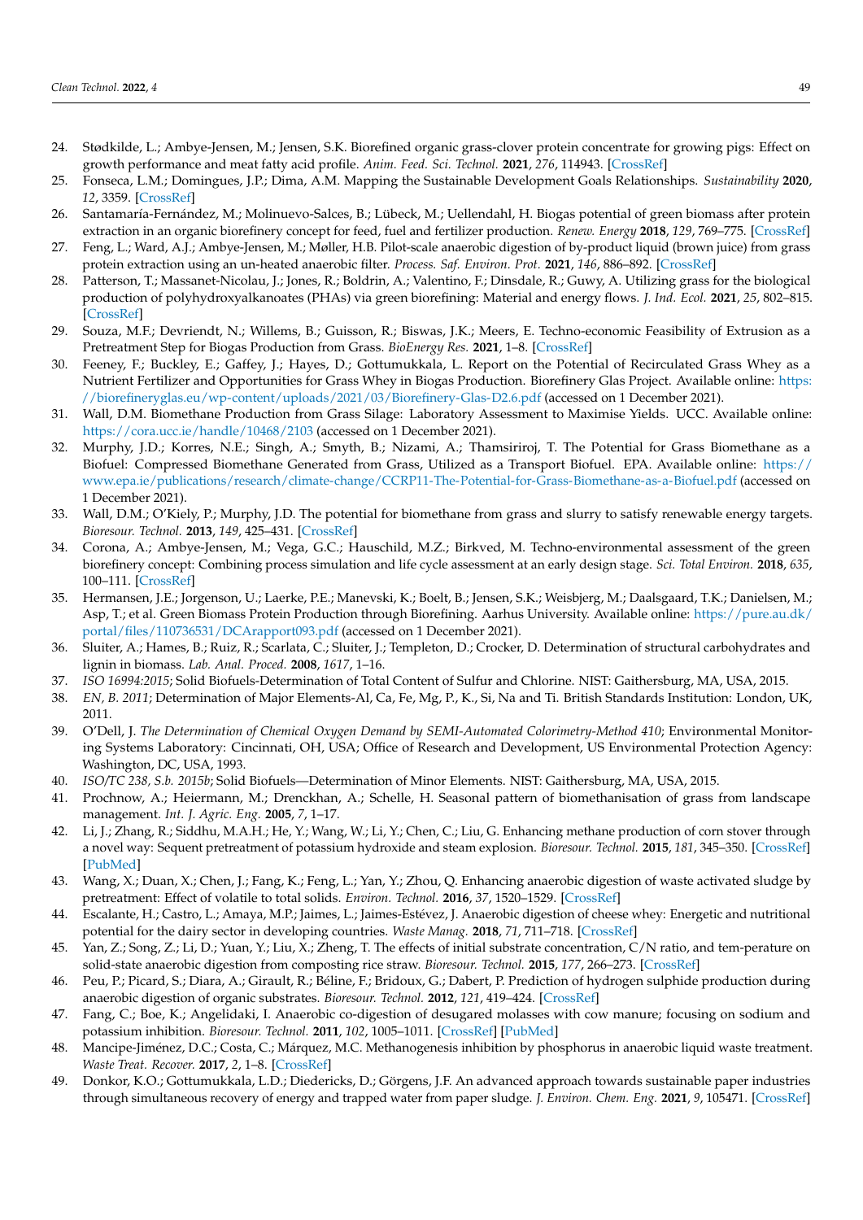24. Stødkilde, L.; Ambye-Jensen, M.; Jensen, S.K. Biorefined organic grass-clover protein concentrate for growing pigs: Effect on growth performance and meat fatty acid profile. *Anim. Feed. Sci. Technol.* **2021**, *276*, 114943. [CrossRef]
25. Fonseca, L.M.; Domingues, J.P.; Dima, A.M. Mapping the Sustainable Development Goals Relationships. *Sustainability* **2020**, *12*, 3359. [CrossRef]
26. Santamaría-Fernández, M.; Molinuevo-Salces, B.; Lübeck, M.; Uellendahl, H. Biogas potential of green biomass after protein extraction in an organic biorefinery concept for feed, fuel and fertilizer production. *Renew. Energy* **2018**, *129*, 769–775. [CrossRef]
27. Feng, L.; Ward, A.J.; Ambye-Jensen, M.; Møller, H.B. Pilot-scale anaerobic digestion of by-product liquid (brown juice) from grass protein extraction using an un-heated anaerobic filter. *Process. Saf. Environ. Prot.* **2021**, *146*, 886–892. [CrossRef]
28. Patterson, T.; Massanet-Nicolau, J.; Jones, R.; Boldrin, A.; Valentino, F.; Dinsdale, R.; Guwy, A. Utilizing grass for the biological production of polyhydroxyalkanoates (PHAs) via green biorefining: Material and energy flows. *J. Ind. Ecol.* **2021**, *25*, 802–815. [CrossRef]
29. Souza, M.F.; Devriendt, N.; Willems, B.; Guisson, R.; Biswas, J.K.; Meers, E. Techno-economic Feasibility of Extrusion as a Pretreatment Step for Biogas Production from Grass. *BioEnergy Res.* **2021**, 1–8. [CrossRef]
30. Feeney, F.; Buckley, E.; Gaffey, J.; Hayes, D.; Gottumukkala, L. Report on the Potential of Recirculated Grass Whey as a Nutrient Fertilizer and Opportunities for Grass Whey in Biogas Production. Biorefinery Glas Project. Available online: https://biorefineryglas.eu/wp-content/uploads/2021/03/Biorefinery-Glas-D2.6.pdf (accessed on 1 December 2021).
31. Wall, D.M. Biomethane Production from Grass Silage: Laboratory Assessment to Maximise Yields. UCC. Available online: https://cora.ucc.ie/handle/10468/2103 (accessed on 1 December 2021).
32. Murphy, J.D.; Korres, N.E.; Singh, A.; Smyth, B.; Nizami, A.; Thamsiriroj, T. The Potential for Grass Biomethane as a Biofuel: Compressed Biomethane Generated from Grass, Utilized as a Transport Biofuel. EPA. Available online: https://www.epa.ie/publications/research/climate-change/CCRP11-The-Potential-for-Grass-Biomethane-as-a-Biofuel.pdf (accessed on 1 December 2021).
33. Wall, D.M.; O'Kiely, P.; Murphy, J.D. The potential for biomethane from grass and slurry to satisfy renewable energy targets. *Bioresour. Technol.* **2013**, *149*, 425–431. [CrossRef]
34. Corona, A.; Ambye-Jensen, M.; Vega, G.C.; Hauschild, M.Z.; Birkved, M. Techno-environmental assessment of the green biorefinery concept: Combining process simulation and life cycle assessment at an early design stage. *Sci. Total Environ.* **2018**, *635*, 100–111. [CrossRef]
35. Hermansen, J.E.; Jorgenson, U.; Laerke, P.E.; Manevski, K.; Boelt, B.; Jensen, S.K.; Weisbjerg, M.; Daalsgaard, T.K.; Danielsen, M.; Asp, T.; et al. Green Biomass Protein Production through Biorefining. Aarhus University. Available online: https://pure.au.dk/portal/files/110736531/DCArapport093.pdf (accessed on 1 December 2021).
36. Sluiter, A.; Hames, B.; Ruiz, R.; Scarlata, C.; Sluiter, J.; Templeton, D.; Crocker, D. Determination of structural carbohydrates and lignin in biomass. *Lab. Anal. Proced.* **2008**, *1617*, 1–16.
37. *ISO 16994:2015*; Solid Biofuels-Determination of Total Content of Sulfur and Chlorine. NIST: Gaithersburg, MA, USA, 2015.
38. *EN, B. 2011*; Determination of Major Elements-Al, Ca, Fe, Mg, P., K., Si, Na and Ti. British Standards Institution: London, UK, 2011.
39. O'Dell, J. *The Determination of Chemical Oxygen Demand by SEMI-Automated Colorimetry-Method 410*; Environmental Monitoring Systems Laboratory: Cincinnati, OH, USA; Office of Research and Development, US Environmental Protection Agency: Washington, DC, USA, 1993.
40. *ISO/TC 238, S.b. 2015b*; Solid Biofuels—Determination of Minor Elements. NIST: Gaithersburg, MA, USA, 2015.
41. Prochnow, A.; Heiermann, M.; Drenckhan, A.; Schelle, H. Seasonal pattern of biomethanisation of grass from landscape management. *Int. J. Agric. Eng.* **2005**, *7*, 1–17.
42. Li, J.; Zhang, R.; Siddhu, M.A.H.; He, Y.; Wang, W.; Li, Y.; Chen, C.; Liu, G. Enhancing methane production of corn stover through a novel way: Sequent pretreatment of potassium hydroxide and steam explosion. *Bioresour. Technol.* **2015**, *181*, 345–350. [CrossRef] [PubMed]
43. Wang, X.; Duan, X.; Chen, J.; Fang, K.; Feng, L.; Yan, Y.; Zhou, Q. Enhancing anaerobic digestion of waste activated sludge by pretreatment: Effect of volatile to total solids. *Environ. Technol.* **2016**, *37*, 1520–1529. [CrossRef]
44. Escalante, H.; Castro, L.; Amaya, M.P.; Jaimes, L.; Jaimes-Estévez, J. Anaerobic digestion of cheese whey: Energetic and nutritional potential for the dairy sector in developing countries. *Waste Manag.* **2018**, *71*, 711–718. [CrossRef]
45. Yan, Z.; Song, Z.; Li, D.; Yuan, Y.; Liu, X.; Zheng, T. The effects of initial substrate concentration, C/N ratio, and tem-perature on solid-state anaerobic digestion from composting rice straw. *Bioresour. Technol.* **2015**, *177*, 266–273. [CrossRef]
46. Peu, P.; Picard, S.; Diara, A.; Girault, R.; Béline, F.; Bridoux, G.; Dabert, P. Prediction of hydrogen sulphide production during anaerobic digestion of organic substrates. *Bioresour. Technol.* **2012**, *121*, 419–424. [CrossRef]
47. Fang, C.; Boe, K.; Angelidaki, I. Anaerobic co-digestion of desugared molasses with cow manure; focusing on sodium and potassium inhibition. *Bioresour. Technol.* **2011**, *102*, 1005–1011. [CrossRef] [PubMed]
48. Mancipe-Jiménez, D.C.; Costa, C.; Márquez, M.C. Methanogenesis inhibition by phosphorus in anaerobic liquid waste treatment. *Waste Treat. Recover.* **2017**, *2*, 1–8. [CrossRef]
49. Donkor, K.O.; Gottumukkala, L.D.; Diedericks, D.; Görgens, J.F. An advanced approach towards sustainable paper industries through simultaneous recovery of energy and trapped water from paper sludge. *J. Environ. Chem. Eng.* **2021**, *9*, 105471. [CrossRef]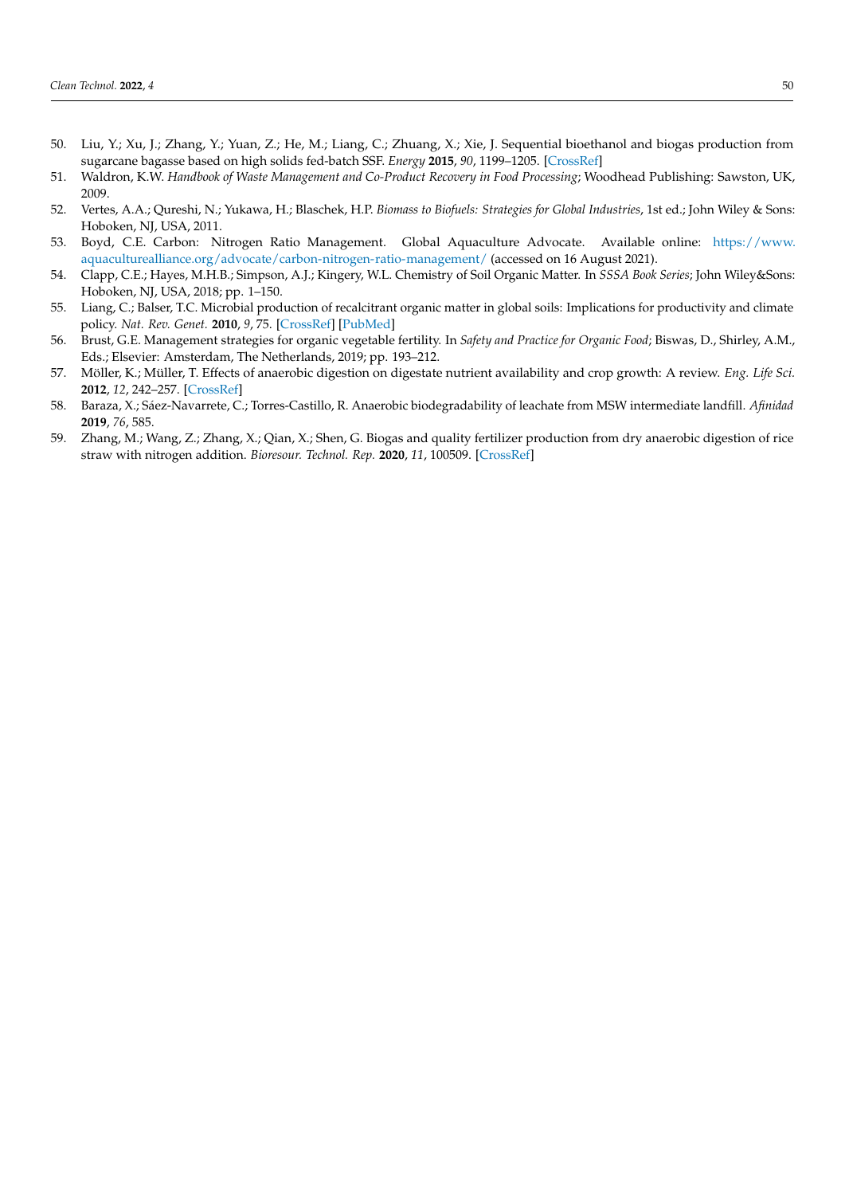50. Liu, Y.; Xu, J.; Zhang, Y.; Yuan, Z.; He, M.; Liang, C.; Zhuang, X.; Xie, J. Sequential bioethanol and biogas production from sugarcane bagasse based on high solids fed-batch SSF. *Energy* **2015**, *90*, 1199–1205. [CrossRef]
51. Waldron, K.W. *Handbook of Waste Management and Co-Product Recovery in Food Processing*; Woodhead Publishing: Sawston, UK, 2009.
52. Vertes, A.A.; Qureshi, N.; Yukawa, H.; Blaschek, H.P. *Biomass to Biofuels: Strategies for Global Industries*, 1st ed.; John Wiley & Sons: Hoboken, NJ, USA, 2011.
53. Boyd, C.E. Carbon: Nitrogen Ratio Management. Global Aquaculture Advocate. Available online: https://www.aquaculturealliance.org/advocate/carbon-nitrogen-ratio-management/ (accessed on 16 August 2021).
54. Clapp, C.E.; Hayes, M.H.B.; Simpson, A.J.; Kingery, W.L. Chemistry of Soil Organic Matter. In *SSSA Book Series*; John Wiley&Sons: Hoboken, NJ, USA, 2018; pp. 1–150.
55. Liang, C.; Balser, T.C. Microbial production of recalcitrant organic matter in global soils: Implications for productivity and climate policy. *Nat. Rev. Genet.* **2010**, *9*, 75. [CrossRef] [PubMed]
56. Brust, G.E. Management strategies for organic vegetable fertility. In *Safety and Practice for Organic Food*; Biswas, D., Shirley, A.M., Eds.; Elsevier: Amsterdam, The Netherlands, 2019; pp. 193–212.
57. Möller, K.; Müller, T. Effects of anaerobic digestion on digestate nutrient availability and crop growth: A review. *Eng. Life Sci.* **2012**, *12*, 242–257. [CrossRef]
58. Baraza, X.; Sáez-Navarrete, C.; Torres-Castillo, R. Anaerobic biodegradability of leachate from MSW intermediate landfill. *Afinidad* **2019**, *76*, 585.
59. Zhang, M.; Wang, Z.; Zhang, X.; Qian, X.; Shen, G. Biogas and quality fertilizer production from dry anaerobic digestion of rice straw with nitrogen addition. *Bioresour. Technol. Rep.* **2020**, *11*, 100509. [CrossRef]